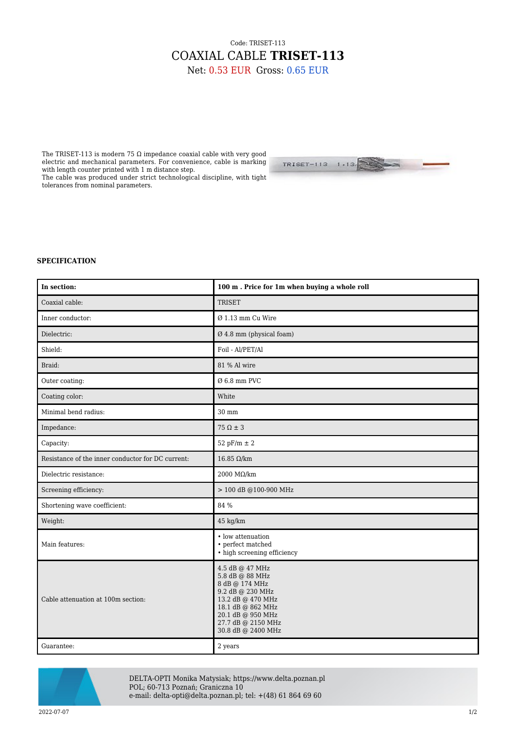Code: TRISET-113

# COAXIAL CABLE **TRISET-113**

Net: 0.53 EUR Gross: 0.65 EUR

The TRISET-113 is modern 75 Ω impedance coaxial cable with very good electric and mechanical parameters. For convenience, cable is marking with length counter printed with 1 m distance step.
The cable was produced under strict technological discipline, with tight tolerances from nominal parameters.

**SPECIFICATION**

| **In section:** | **100 m . Price for 1m when buying a whole roll** |
|---|---|
| Coaxial cable: | TRISET |
| Inner conductor: | Ø 1.13 mm Cu Wire |
| Dielectric: | Ø 4.8 mm (physical foam) |
| Shield: | Foil - Al/PET/Al |
| Braid: | 81 % Al wire |
| Outer coating: | Ø 6.8 mm PVC |
| Coating color: | White |
| Minimal bend radius: | 30 mm |
| Impedance: | 75 Ω ± 3 |
| Capacity: | 52 pF/m ± 2 |
| Resistance of the inner conductor for DC current: | 16.85 Ω/km |
| Dielectric resistance: | 2000 MΩ/km |
| Screening efficiency: | > 100 dB @100-900 MHz |
| Shortening wave coefficient: | 84 % |
| Weight: | 45 kg/km |
| Main features: | • low attenuation<br>• perfect matched<br>• high screening efficiency |
| Cable attenuation at 100m section: | 4.5 dB @ 47 MHz<br>5.8 dB @ 88 MHz<br>8 dB @ 174 MHz<br>9.2 dB @ 230 MHz<br>13.2 dB @ 470 MHz<br>18.1 dB @ 862 MHz<br>20.1 dB @ 950 MHz<br>27.7 dB @ 2150 MHz<br>30.8 dB @ 2400 MHz |
| Guarantee: | 2 years |

DELTA-OPTI Monika Matysiak; https://www.delta.poznan.pl
POL; 60-713 Poznań; Graniczna 10
e-mail: delta-opti@delta.poznan.pl; tel: +(48) 61 864 69 60

2022-07-07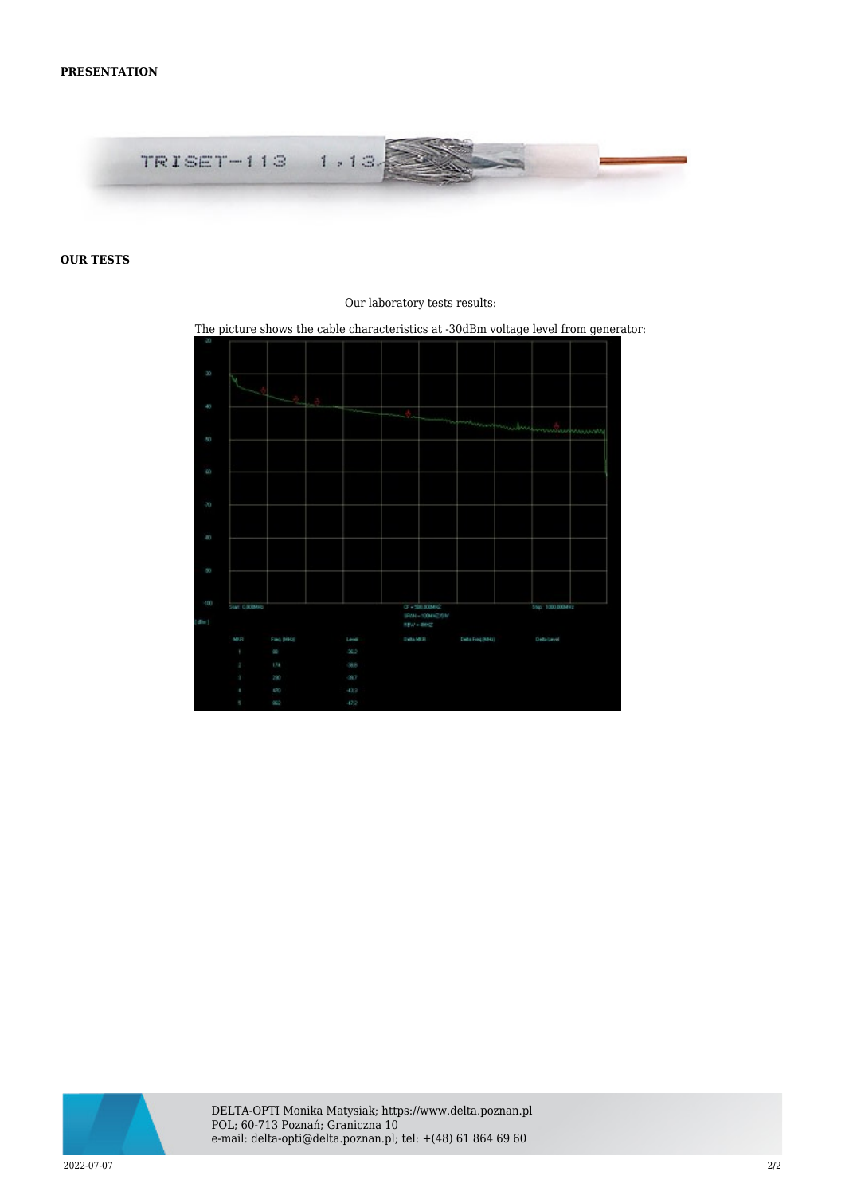**PRESENTATION**

**OUR TESTS**

Our laboratory tests results:

The picture shows the cable characteristics at -30dBm voltage level from generator:

-20
-30
-40
-50
-60
-70
-80
-90
-100
[dBm]
Start: 0.000MHz
CF = 500.000MHz
SPAN = 100MHZ/DIV
RBW = 4MHZ
Stop: 1000.000MHz

MKR Freq (MHz) Level Delta MKR Delta Freq (MHz) Delta Level
1 88 -36.2
2 174 -38.9
3 230 -39.7
4 470 -43.3
5 862 -47.2